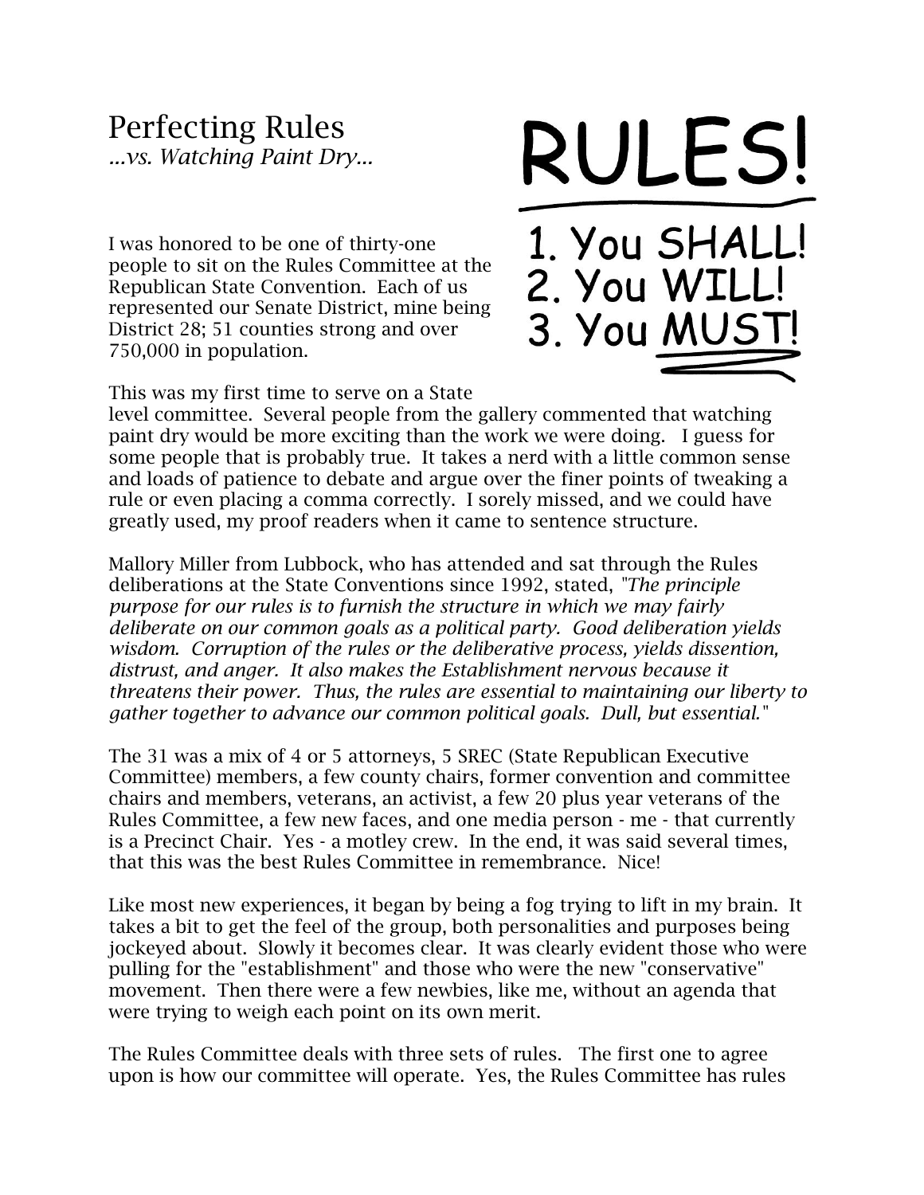# Perfecting Rules

*...vs. Watching Paint Dry...*

RULES!

1. You SHALL!
2. You WILL!
3. You MUST!

I was honored to be one of thirty-one people to sit on the Rules Committee at the Republican State Convention. Each of us represented our Senate District, mine being District 28; 51 counties strong and over 750,000 in population.

This was my first time to serve on a State level committee. Several people from the gallery commented that watching paint dry would be more exciting than the work we were doing. I guess for some people that is probably true. It takes a nerd with a little common sense and loads of patience to debate and argue over the finer points of tweaking a rule or even placing a comma correctly. I sorely missed, and we could have greatly used, my proof readers when it came to sentence structure.

Mallory Miller from Lubbock, who has attended and sat through the Rules deliberations at the State Conventions since 1992, stated, "*The principle purpose for our rules is to furnish the structure in which we may fairly deliberate on our common goals as a political party. Good deliberation yields wisdom. Corruption of the rules or the deliberative process, yields dissention, distrust, and anger. It also makes the Establishment nervous because it threatens their power. Thus, the rules are essential to maintaining our liberty to gather together to advance our common political goals. Dull, but essential.*"

The 31 was a mix of 4 or 5 attorneys, 5 SREC (State Republican Executive Committee) members, a few county chairs, former convention and committee chairs and members, veterans, an activist, a few 20 plus year veterans of the Rules Committee, a few new faces, and one media person - me - that currently is a Precinct Chair. Yes - a motley crew. In the end, it was said several times, that this was the best Rules Committee in remembrance. Nice!

Like most new experiences, it began by being a fog trying to lift in my brain. It takes a bit to get the feel of the group, both personalities and purposes being jockeyed about. Slowly it becomes clear. It was clearly evident those who were pulling for the "establishment" and those who were the new "conservative" movement. Then there were a few newbies, like me, without an agenda that were trying to weigh each point on its own merit.

The Rules Committee deals with three sets of rules. The first one to agree upon is how our committee will operate. Yes, the Rules Committee has rules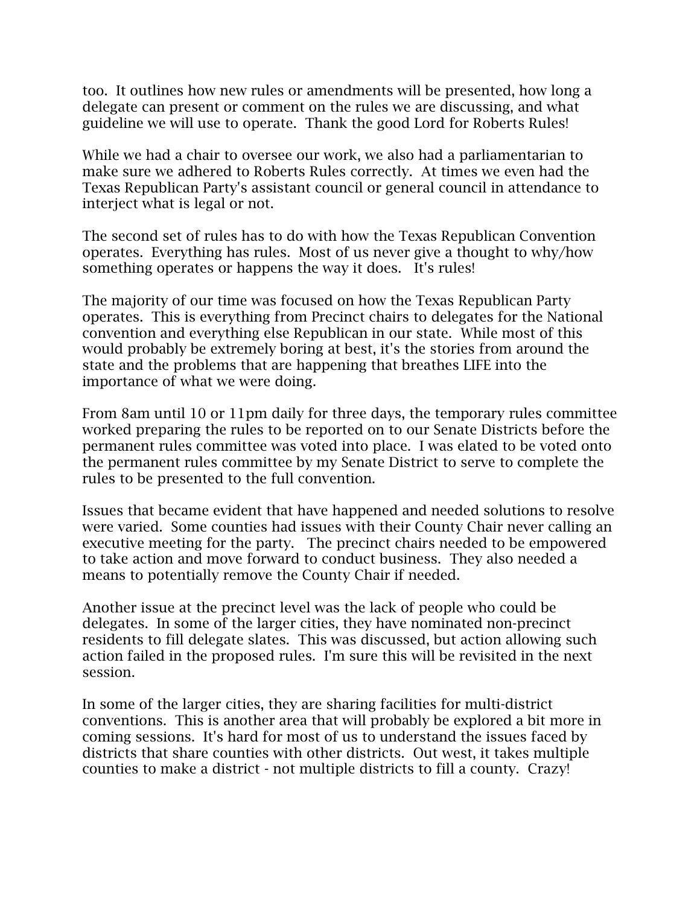too. It outlines how new rules or amendments will be presented, how long a delegate can present or comment on the rules we are discussing, and what guideline we will use to operate. Thank the good Lord for Roberts Rules!

While we had a chair to oversee our work, we also had a parliamentarian to make sure we adhered to Roberts Rules correctly. At times we even had the Texas Republican Party's assistant council or general council in attendance to interject what is legal or not.

The second set of rules has to do with how the Texas Republican Convention operates. Everything has rules. Most of us never give a thought to why/how something operates or happens the way it does. It's rules!

The majority of our time was focused on how the Texas Republican Party operates. This is everything from Precinct chairs to delegates for the National convention and everything else Republican in our state. While most of this would probably be extremely boring at best, it's the stories from around the state and the problems that are happening that breathes LIFE into the importance of what we were doing.

From 8am until 10 or 11pm daily for three days, the temporary rules committee worked preparing the rules to be reported on to our Senate Districts before the permanent rules committee was voted into place. I was elated to be voted onto the permanent rules committee by my Senate District to serve to complete the rules to be presented to the full convention.

Issues that became evident that have happened and needed solutions to resolve were varied. Some counties had issues with their County Chair never calling an executive meeting for the party. The precinct chairs needed to be empowered to take action and move forward to conduct business. They also needed a means to potentially remove the County Chair if needed.

Another issue at the precinct level was the lack of people who could be delegates. In some of the larger cities, they have nominated non-precinct residents to fill delegate slates. This was discussed, but action allowing such action failed in the proposed rules. I'm sure this will be revisited in the next session.

In some of the larger cities, they are sharing facilities for multi-district conventions. This is another area that will probably be explored a bit more in coming sessions. It's hard for most of us to understand the issues faced by districts that share counties with other districts. Out west, it takes multiple counties to make a district - not multiple districts to fill a county. Crazy!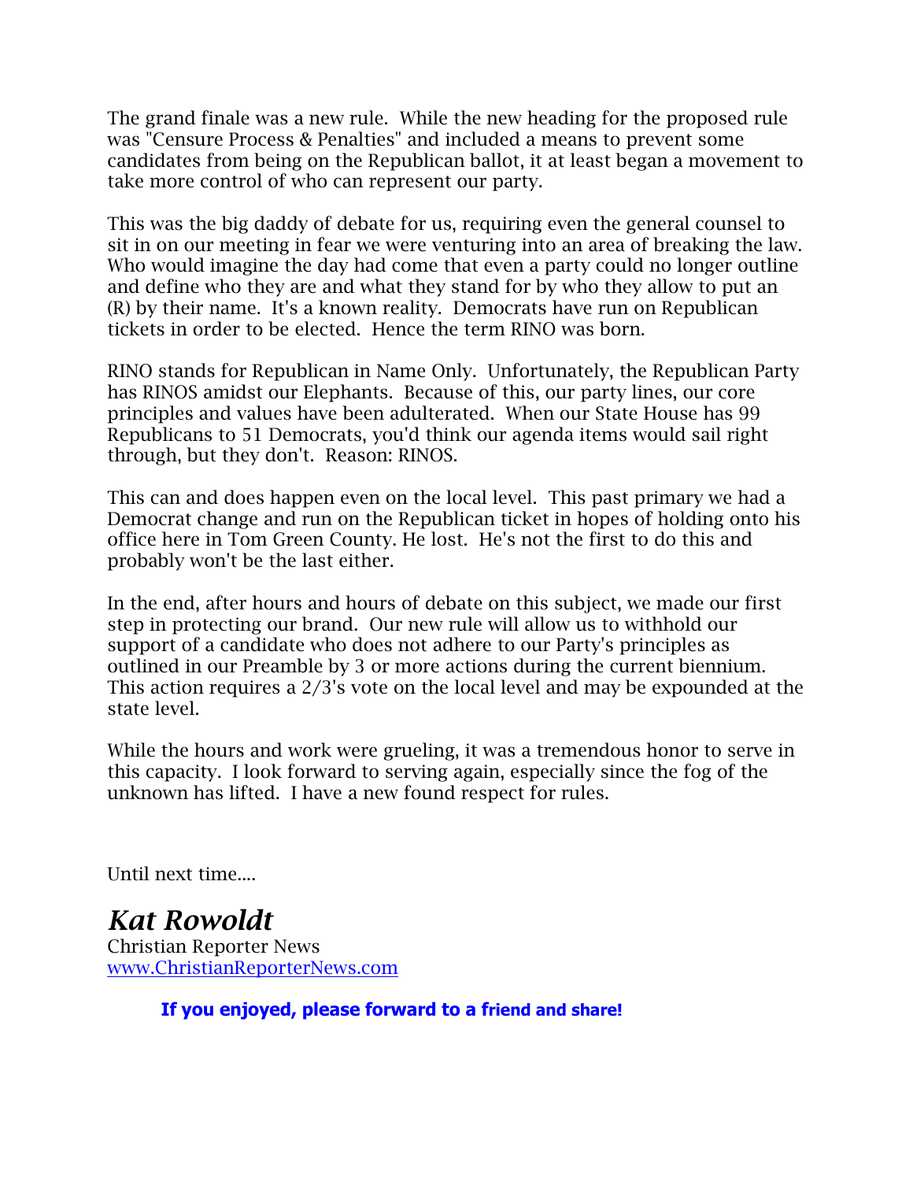The grand finale was a new rule. While the new heading for the proposed rule was "Censure Process & Penalties" and included a means to prevent some candidates from being on the Republican ballot, it at least began a movement to take more control of who can represent our party.

This was the big daddy of debate for us, requiring even the general counsel to sit in on our meeting in fear we were venturing into an area of breaking the law. Who would imagine the day had come that even a party could no longer outline and define who they are and what they stand for by who they allow to put an (R) by their name. It's a known reality. Democrats have run on Republican tickets in order to be elected. Hence the term RINO was born.

RINO stands for Republican in Name Only. Unfortunately, the Republican Party has RINOS amidst our Elephants. Because of this, our party lines, our core principles and values have been adulterated. When our State House has 99 Republicans to 51 Democrats, you'd think our agenda items would sail right through, but they don't. Reason: RINOS.

This can and does happen even on the local level. This past primary we had a Democrat change and run on the Republican ticket in hopes of holding onto his office here in Tom Green County. He lost. He's not the first to do this and probably won't be the last either.

In the end, after hours and hours of debate on this subject, we made our first step in protecting our brand. Our new rule will allow us to withhold our support of a candidate who does not adhere to our Party's principles as outlined in our Preamble by 3 or more actions during the current biennium. This action requires a 2/3's vote on the local level and may be expounded at the state level.

While the hours and work were grueling, it was a tremendous honor to serve in this capacity. I look forward to serving again, especially since the fog of the unknown has lifted. I have a new found respect for rules.

Until next time....

***Kat Rowoldt***
Christian Reporter News
www.ChristianReporterNews.com

**If you enjoyed, please forward to a friend and share!**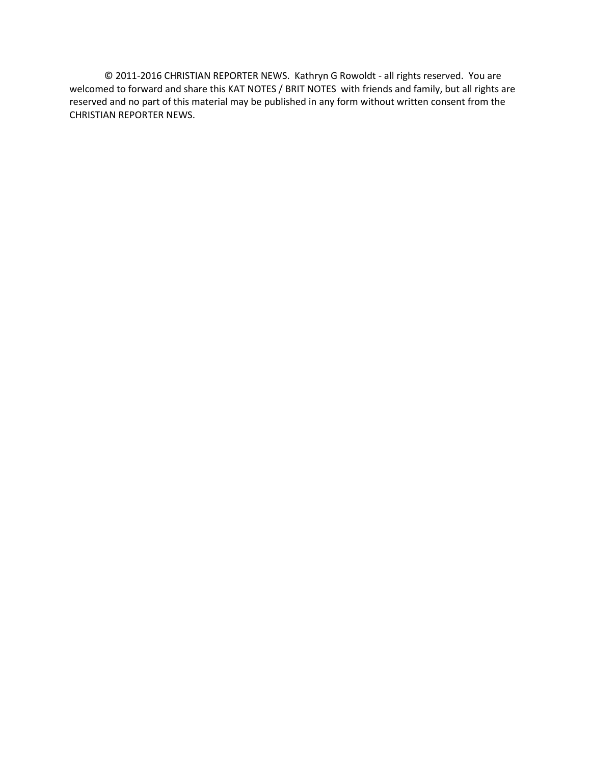© 2011-2016 CHRISTIAN REPORTER NEWS. Kathryn G Rowoldt - all rights reserved. You are welcomed to forward and share this KAT NOTES / BRIT NOTES with friends and family, but all rights are reserved and no part of this material may be published in any form without written consent from the CHRISTIAN REPORTER NEWS.